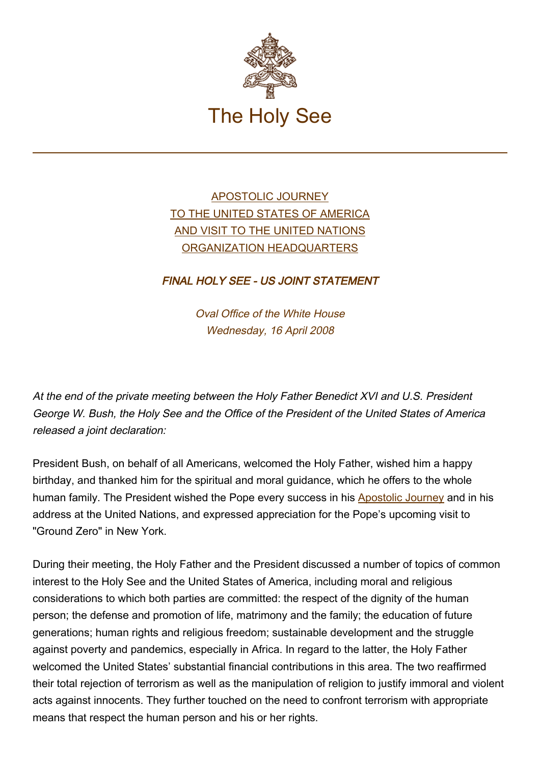# The Holy See

APOSTOLIC JOURNEY
TO THE UNITED STATES OF AMERICA
AND VISIT TO THE UNITED NATIONS
ORGANIZATION HEADQUARTERS

## *FINAL HOLY SEE - US JOINT STATEMENT*

*Oval Office of the White House*
*Wednesday, 16 April 2008*

*At the end of the private meeting between the Holy Father Benedict XVI and U.S. President George W. Bush, the Holy See and the Office of the President of the United States of America released a joint declaration:*

President Bush, on behalf of all Americans, welcomed the Holy Father, wished him a happy birthday, and thanked him for the spiritual and moral guidance, which he offers to the whole human family. The President wished the Pope every success in his Apostolic Journey and in his address at the United Nations, and expressed appreciation for the Pope's upcoming visit to "Ground Zero" in New York.

During their meeting, the Holy Father and the President discussed a number of topics of common interest to the Holy See and the United States of America, including moral and religious considerations to which both parties are committed: the respect of the dignity of the human person; the defense and promotion of life, matrimony and the family; the education of future generations; human rights and religious freedom; sustainable development and the struggle against poverty and pandemics, especially in Africa. In regard to the latter, the Holy Father welcomed the United States' substantial financial contributions in this area. The two reaffirmed their total rejection of terrorism as well as the manipulation of religion to justify immoral and violent acts against innocents. They further touched on the need to confront terrorism with appropriate means that respect the human person and his or her rights.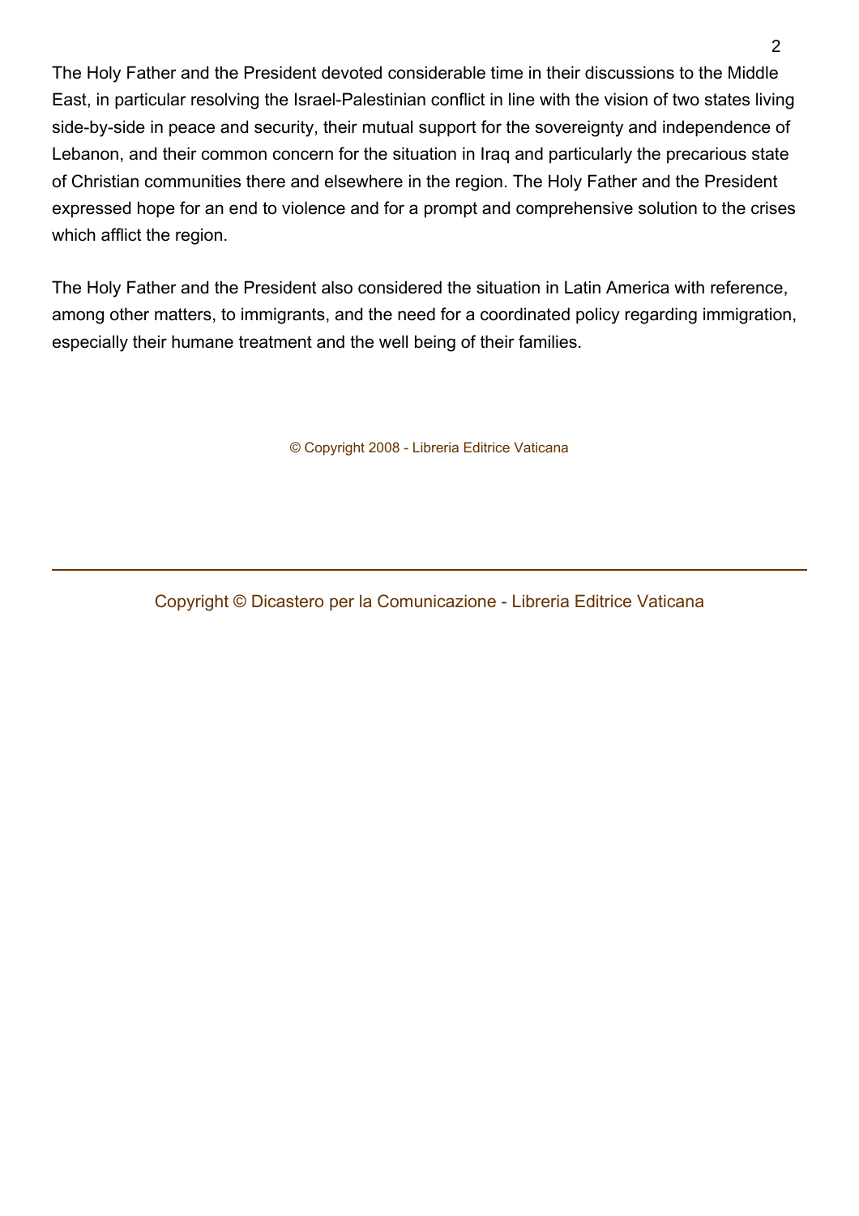The Holy Father and the President devoted considerable time in their discussions to the Middle East, in particular resolving the Israel-Palestinian conflict in line with the vision of two states living side-by-side in peace and security, their mutual support for the sovereignty and independence of Lebanon, and their common concern for the situation in Iraq and particularly the precarious state of Christian communities there and elsewhere in the region. The Holy Father and the President expressed hope for an end to violence and for a prompt and comprehensive solution to the crises which afflict the region.

The Holy Father and the President also considered the situation in Latin America with reference, among other matters, to immigrants, and the need for a coordinated policy regarding immigration, especially their humane treatment and the well being of their families.

© Copyright 2008 - Libreria Editrice Vaticana

---

Copyright © Dicastero per la Comunicazione - Libreria Editrice Vaticana